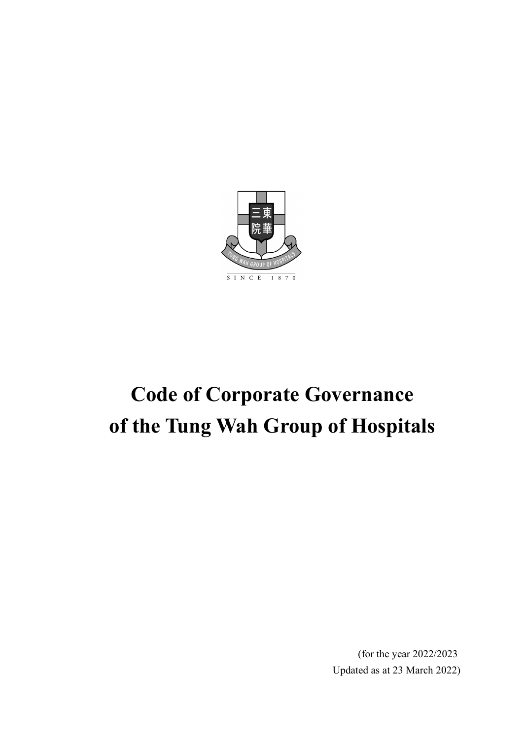# Code of Corporate Governance of the Tung Wah Group of Hospitals

(for the year 2022/2023
Updated as at 23 March 2022)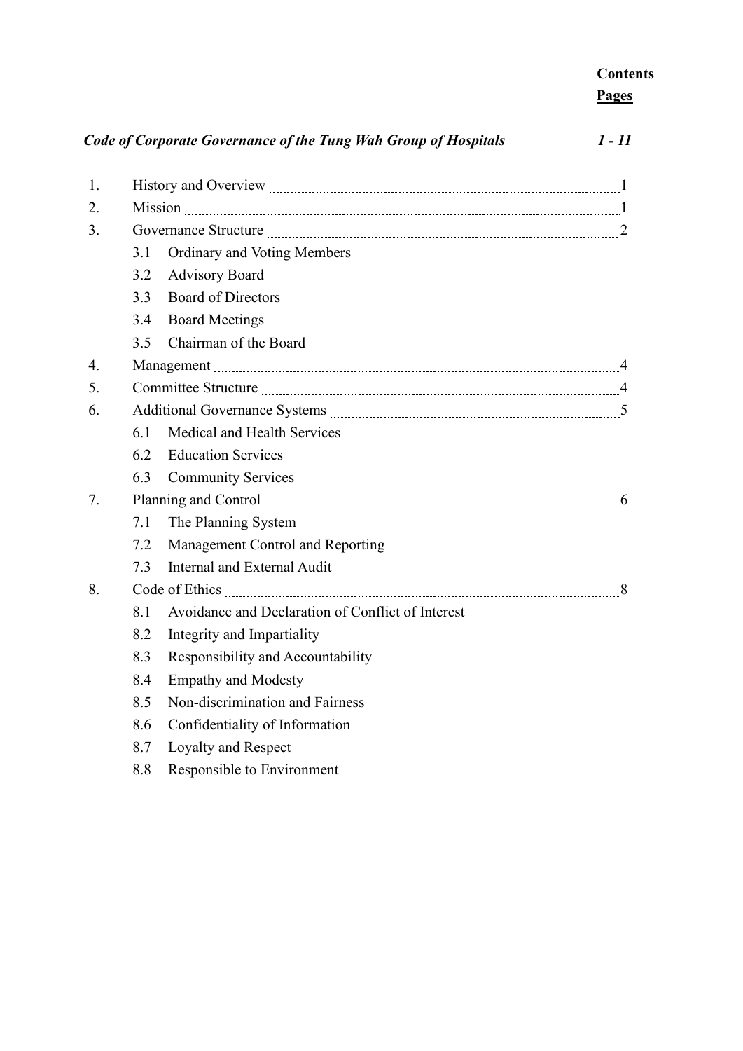**Contents**

**Pages**

***Code of Corporate Governance of the Tung Wah Group of Hospitals*** ***1 - 11***

1. History and Overview ..... 1
2. Mission ..... 1
3. Governance Structure ..... 2
   - 3.1 Ordinary and Voting Members
   - 3.2 Advisory Board
   - 3.3 Board of Directors
   - 3.4 Board Meetings
   - 3.5 Chairman of the Board
4. Management ..... 4
5. Committee Structure ..... 4
6. Additional Governance Systems ..... 5
   - 6.1 Medical and Health Services
   - 6.2 Education Services
   - 6.3 Community Services
7. Planning and Control ..... 6
   - 7.1 The Planning System
   - 7.2 Management Control and Reporting
   - 7.3 Internal and External Audit
8. Code of Ethics ..... 8
   - 8.1 Avoidance and Declaration of Conflict of Interest
   - 8.2 Integrity and Impartiality
   - 8.3 Responsibility and Accountability
   - 8.4 Empathy and Modesty
   - 8.5 Non-discrimination and Fairness
   - 8.6 Confidentiality of Information
   - 8.7 Loyalty and Respect
   - 8.8 Responsible to Environment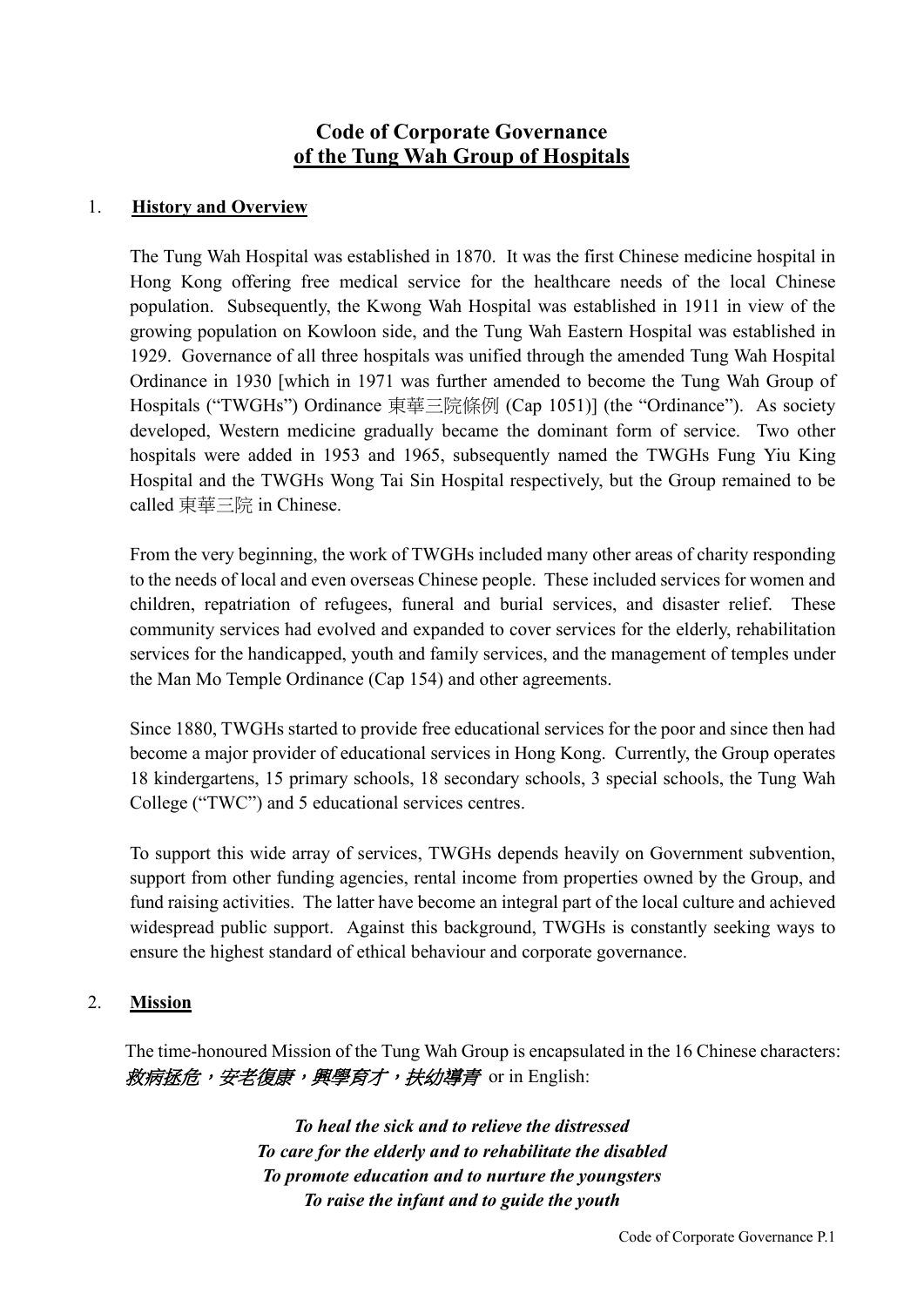# Code of Corporate Governance of the Tung Wah Group of Hospitals

## 1. History and Overview

The Tung Wah Hospital was established in 1870. It was the first Chinese medicine hospital in Hong Kong offering free medical service for the healthcare needs of the local Chinese population. Subsequently, the Kwong Wah Hospital was established in 1911 in view of the growing population on Kowloon side, and the Tung Wah Eastern Hospital was established in 1929. Governance of all three hospitals was unified through the amended Tung Wah Hospital Ordinance in 1930 [which in 1971 was further amended to become the Tung Wah Group of Hospitals ("TWGHs") Ordinance 東華三院條例 (Cap 1051)] (the "Ordinance"). As society developed, Western medicine gradually became the dominant form of service. Two other hospitals were added in 1953 and 1965, subsequently named the TWGHs Fung Yiu King Hospital and the TWGHs Wong Tai Sin Hospital respectively, but the Group remained to be called 東華三院 in Chinese.

From the very beginning, the work of TWGHs included many other areas of charity responding to the needs of local and even overseas Chinese people. These included services for women and children, repatriation of refugees, funeral and burial services, and disaster relief. These community services had evolved and expanded to cover services for the elderly, rehabilitation services for the handicapped, youth and family services, and the management of temples under the Man Mo Temple Ordinance (Cap 154) and other agreements.

Since 1880, TWGHs started to provide free educational services for the poor and since then had become a major provider of educational services in Hong Kong. Currently, the Group operates 18 kindergartens, 15 primary schools, 18 secondary schools, 3 special schools, the Tung Wah College ("TWC") and 5 educational services centres.

To support this wide array of services, TWGHs depends heavily on Government subvention, support from other funding agencies, rental income from properties owned by the Group, and fund raising activities. The latter have become an integral part of the local culture and achieved widespread public support. Against this background, TWGHs is constantly seeking ways to ensure the highest standard of ethical behaviour and corporate governance.

## 2. Mission

The time-honoured Mission of the Tung Wah Group is encapsulated in the 16 Chinese characters: *救病拯危，安老復康，興學育才，扶幼導青* or in English:

***To heal the sick and to relieve the distressed***
***To care for the elderly and to rehabilitate the disabled***
***To promote education and to nurture the youngsters***
***To raise the infant and to guide the youth***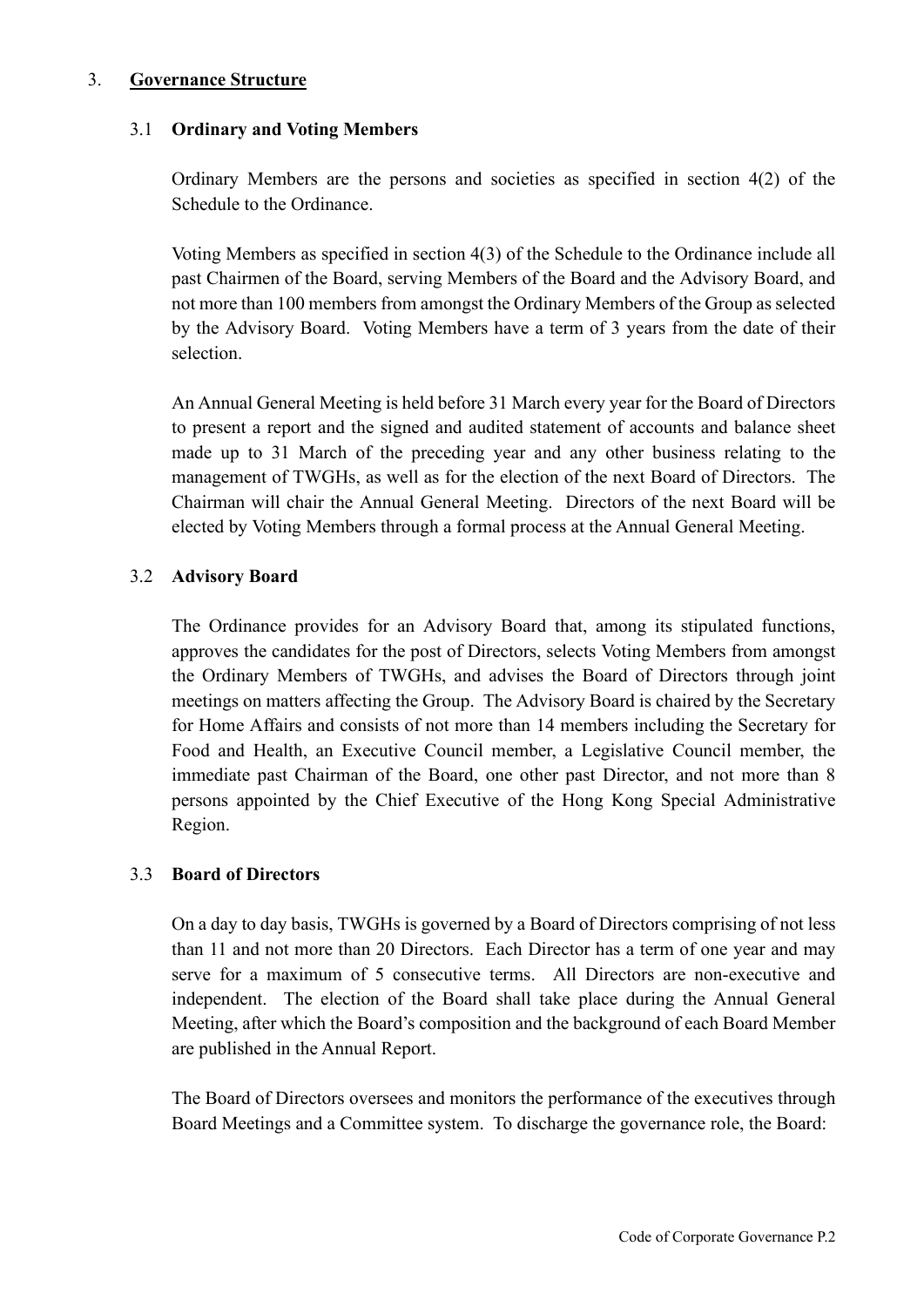## 3. <u>Governance Structure</u>

### 3.1 Ordinary and Voting Members

Ordinary Members are the persons and societies as specified in section 4(2) of the Schedule to the Ordinance.

Voting Members as specified in section 4(3) of the Schedule to the Ordinance include all past Chairmen of the Board, serving Members of the Board and the Advisory Board, and not more than 100 members from amongst the Ordinary Members of the Group as selected by the Advisory Board. Voting Members have a term of 3 years from the date of their selection.

An Annual General Meeting is held before 31 March every year for the Board of Directors to present a report and the signed and audited statement of accounts and balance sheet made up to 31 March of the preceding year and any other business relating to the management of TWGHs, as well as for the election of the next Board of Directors. The Chairman will chair the Annual General Meeting. Directors of the next Board will be elected by Voting Members through a formal process at the Annual General Meeting.

### 3.2 Advisory Board

The Ordinance provides for an Advisory Board that, among its stipulated functions, approves the candidates for the post of Directors, selects Voting Members from amongst the Ordinary Members of TWGHs, and advises the Board of Directors through joint meetings on matters affecting the Group. The Advisory Board is chaired by the Secretary for Home Affairs and consists of not more than 14 members including the Secretary for Food and Health, an Executive Council member, a Legislative Council member, the immediate past Chairman of the Board, one other past Director, and not more than 8 persons appointed by the Chief Executive of the Hong Kong Special Administrative Region.

### 3.3 Board of Directors

On a day to day basis, TWGHs is governed by a Board of Directors comprising of not less than 11 and not more than 20 Directors. Each Director has a term of one year and may serve for a maximum of 5 consecutive terms. All Directors are non-executive and independent. The election of the Board shall take place during the Annual General Meeting, after which the Board's composition and the background of each Board Member are published in the Annual Report.

The Board of Directors oversees and monitors the performance of the executives through Board Meetings and a Committee system. To discharge the governance role, the Board: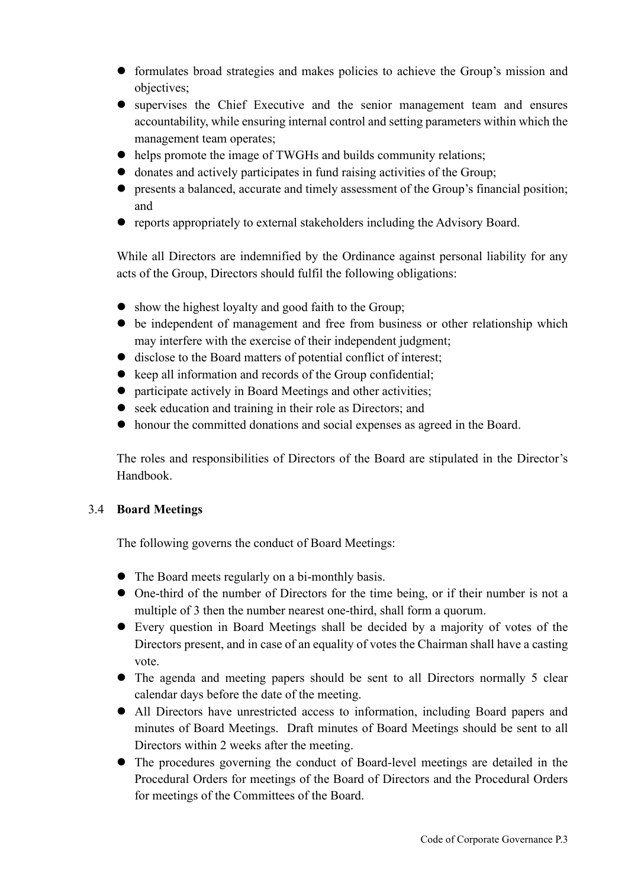- formulates broad strategies and makes policies to achieve the Group's mission and objectives;
- supervises the Chief Executive and the senior management team and ensures accountability, while ensuring internal control and setting parameters within which the management team operates;
- helps promote the image of TWGHs and builds community relations;
- donates and actively participates in fund raising activities of the Group;
- presents a balanced, accurate and timely assessment of the Group's financial position; and
- reports appropriately to external stakeholders including the Advisory Board.

While all Directors are indemnified by the Ordinance against personal liability for any acts of the Group, Directors should fulfil the following obligations:

- show the highest loyalty and good faith to the Group;
- be independent of management and free from business or other relationship which may interfere with the exercise of their independent judgment;
- disclose to the Board matters of potential conflict of interest;
- keep all information and records of the Group confidential;
- participate actively in Board Meetings and other activities;
- seek education and training in their role as Directors; and
- honour the committed donations and social expenses as agreed in the Board.

The roles and responsibilities of Directors of the Board are stipulated in the Director's Handbook.

### 3.4 **Board Meetings**

The following governs the conduct of Board Meetings:

- The Board meets regularly on a bi-monthly basis.
- One-third of the number of Directors for the time being, or if their number is not a multiple of 3 then the number nearest one-third, shall form a quorum.
- Every question in Board Meetings shall be decided by a majority of votes of the Directors present, and in case of an equality of votes the Chairman shall have a casting vote.
- The agenda and meeting papers should be sent to all Directors normally 5 clear calendar days before the date of the meeting.
- All Directors have unrestricted access to information, including Board papers and minutes of Board Meetings. Draft minutes of Board Meetings should be sent to all Directors within 2 weeks after the meeting.
- The procedures governing the conduct of Board-level meetings are detailed in the Procedural Orders for meetings of the Board of Directors and the Procedural Orders for meetings of the Committees of the Board.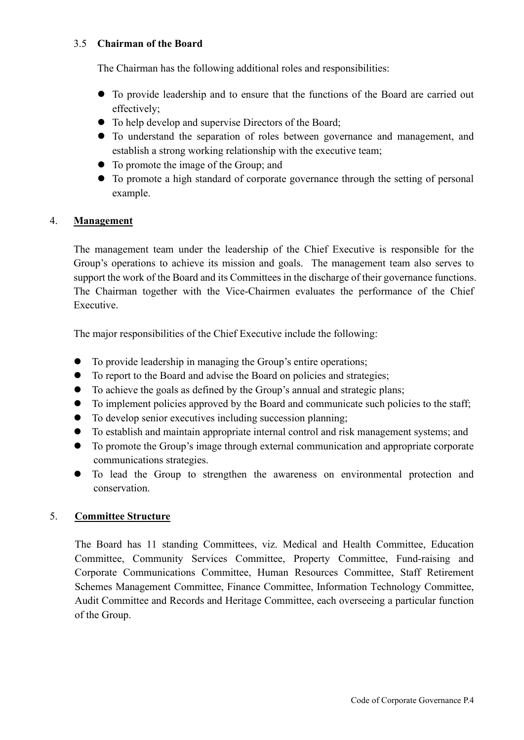### 3.5 Chairman of the Board

The Chairman has the following additional roles and responsibilities:

- To provide leadership and to ensure that the functions of the Board are carried out effectively;
- To help develop and supervise Directors of the Board;
- To understand the separation of roles between governance and management, and establish a strong working relationship with the executive team;
- To promote the image of the Group; and
- To promote a high standard of corporate governance through the setting of personal example.

## 4. Management

The management team under the leadership of the Chief Executive is responsible for the Group's operations to achieve its mission and goals. The management team also serves to support the work of the Board and its Committees in the discharge of their governance functions. The Chairman together with the Vice-Chairmen evaluates the performance of the Chief Executive.

The major responsibilities of the Chief Executive include the following:

- To provide leadership in managing the Group's entire operations;
- To report to the Board and advise the Board on policies and strategies;
- To achieve the goals as defined by the Group's annual and strategic plans;
- To implement policies approved by the Board and communicate such policies to the staff;
- To develop senior executives including succession planning;
- To establish and maintain appropriate internal control and risk management systems; and
- To promote the Group's image through external communication and appropriate corporate communications strategies.
- To lead the Group to strengthen the awareness on environmental protection and conservation.

## 5. Committee Structure

The Board has 11 standing Committees, viz. Medical and Health Committee, Education Committee, Community Services Committee, Property Committee, Fund-raising and Corporate Communications Committee, Human Resources Committee, Staff Retirement Schemes Management Committee, Finance Committee, Information Technology Committee, Audit Committee and Records and Heritage Committee, each overseeing a particular function of the Group.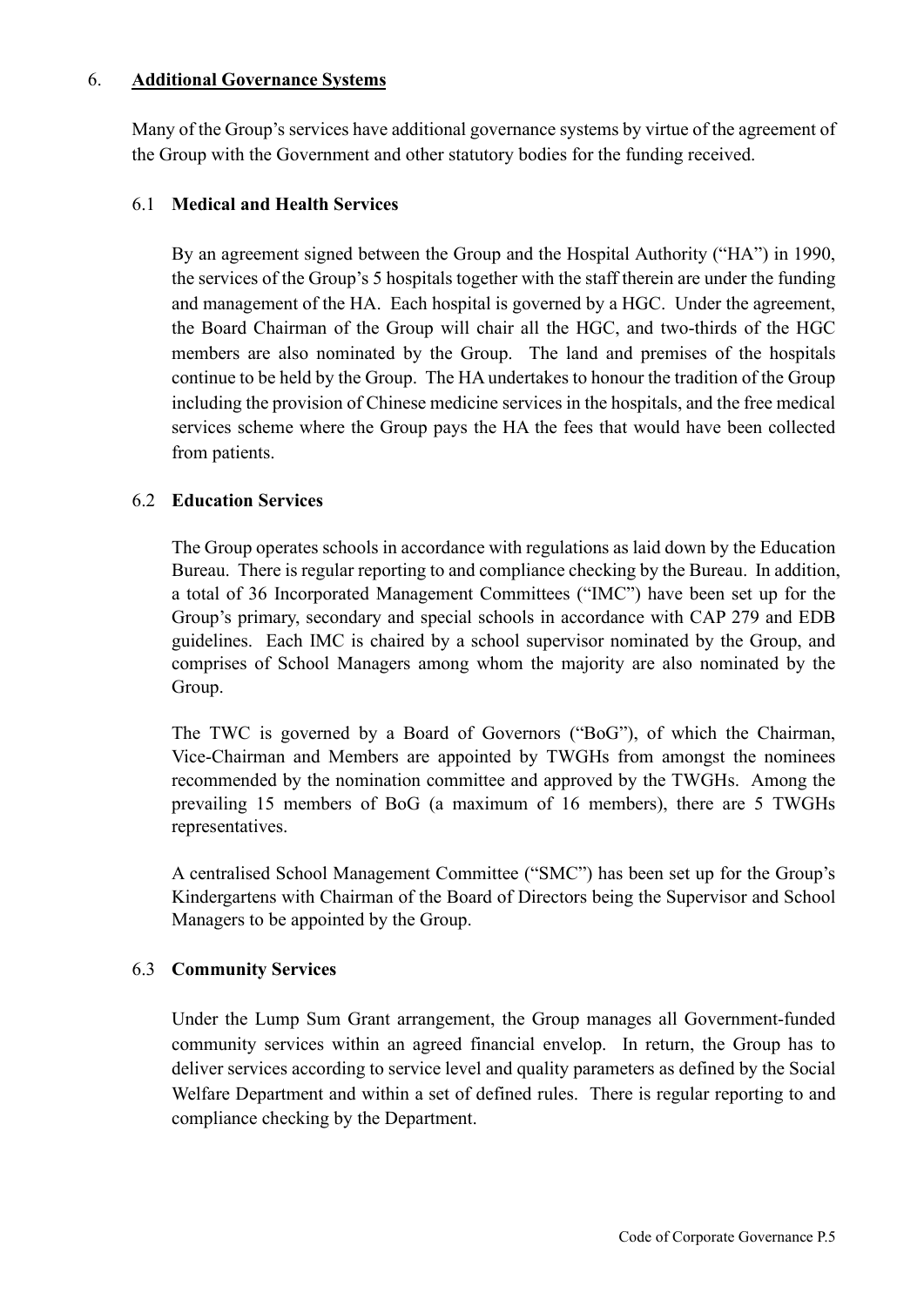## 6. **Additional Governance Systems**

Many of the Group's services have additional governance systems by virtue of the agreement of the Group with the Government and other statutory bodies for the funding received.

### 6.1 **Medical and Health Services**

By an agreement signed between the Group and the Hospital Authority ("HA") in 1990, the services of the Group's 5 hospitals together with the staff therein are under the funding and management of the HA. Each hospital is governed by a HGC. Under the agreement, the Board Chairman of the Group will chair all the HGC, and two-thirds of the HGC members are also nominated by the Group. The land and premises of the hospitals continue to be held by the Group. The HA undertakes to honour the tradition of the Group including the provision of Chinese medicine services in the hospitals, and the free medical services scheme where the Group pays the HA the fees that would have been collected from patients.

### 6.2 **Education Services**

The Group operates schools in accordance with regulations as laid down by the Education Bureau. There is regular reporting to and compliance checking by the Bureau. In addition, a total of 36 Incorporated Management Committees ("IMC") have been set up for the Group's primary, secondary and special schools in accordance with CAP 279 and EDB guidelines. Each IMC is chaired by a school supervisor nominated by the Group, and comprises of School Managers among whom the majority are also nominated by the Group.

The TWC is governed by a Board of Governors ("BoG"), of which the Chairman, Vice-Chairman and Members are appointed by TWGHs from amongst the nominees recommended by the nomination committee and approved by the TWGHs. Among the prevailing 15 members of BoG (a maximum of 16 members), there are 5 TWGHs representatives.

A centralised School Management Committee ("SMC") has been set up for the Group's Kindergartens with Chairman of the Board of Directors being the Supervisor and School Managers to be appointed by the Group.

### 6.3 **Community Services**

Under the Lump Sum Grant arrangement, the Group manages all Government-funded community services within an agreed financial envelop. In return, the Group has to deliver services according to service level and quality parameters as defined by the Social Welfare Department and within a set of defined rules. There is regular reporting to and compliance checking by the Department.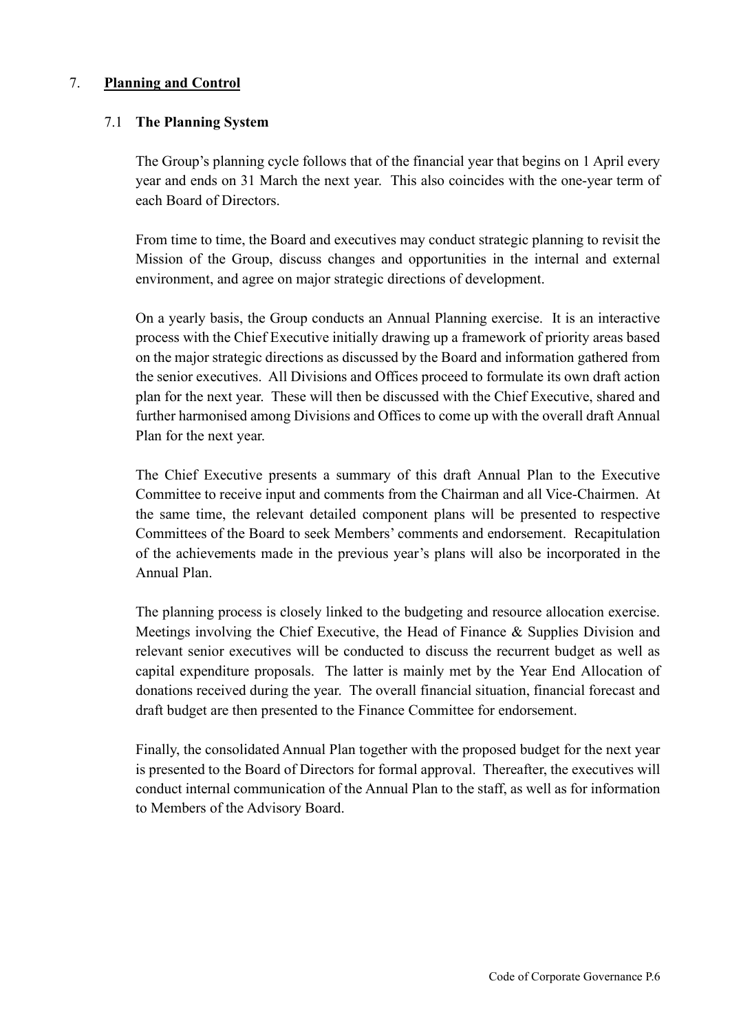## 7. **Planning and Control**

### 7.1 **The Planning System**

The Group's planning cycle follows that of the financial year that begins on 1 April every year and ends on 31 March the next year. This also coincides with the one-year term of each Board of Directors.

From time to time, the Board and executives may conduct strategic planning to revisit the Mission of the Group, discuss changes and opportunities in the internal and external environment, and agree on major strategic directions of development.

On a yearly basis, the Group conducts an Annual Planning exercise. It is an interactive process with the Chief Executive initially drawing up a framework of priority areas based on the major strategic directions as discussed by the Board and information gathered from the senior executives. All Divisions and Offices proceed to formulate its own draft action plan for the next year. These will then be discussed with the Chief Executive, shared and further harmonised among Divisions and Offices to come up with the overall draft Annual Plan for the next year.

The Chief Executive presents a summary of this draft Annual Plan to the Executive Committee to receive input and comments from the Chairman and all Vice-Chairmen. At the same time, the relevant detailed component plans will be presented to respective Committees of the Board to seek Members' comments and endorsement. Recapitulation of the achievements made in the previous year's plans will also be incorporated in the Annual Plan.

The planning process is closely linked to the budgeting and resource allocation exercise. Meetings involving the Chief Executive, the Head of Finance & Supplies Division and relevant senior executives will be conducted to discuss the recurrent budget as well as capital expenditure proposals. The latter is mainly met by the Year End Allocation of donations received during the year. The overall financial situation, financial forecast and draft budget are then presented to the Finance Committee for endorsement.

Finally, the consolidated Annual Plan together with the proposed budget for the next year is presented to the Board of Directors for formal approval. Thereafter, the executives will conduct internal communication of the Annual Plan to the staff, as well as for information to Members of the Advisory Board.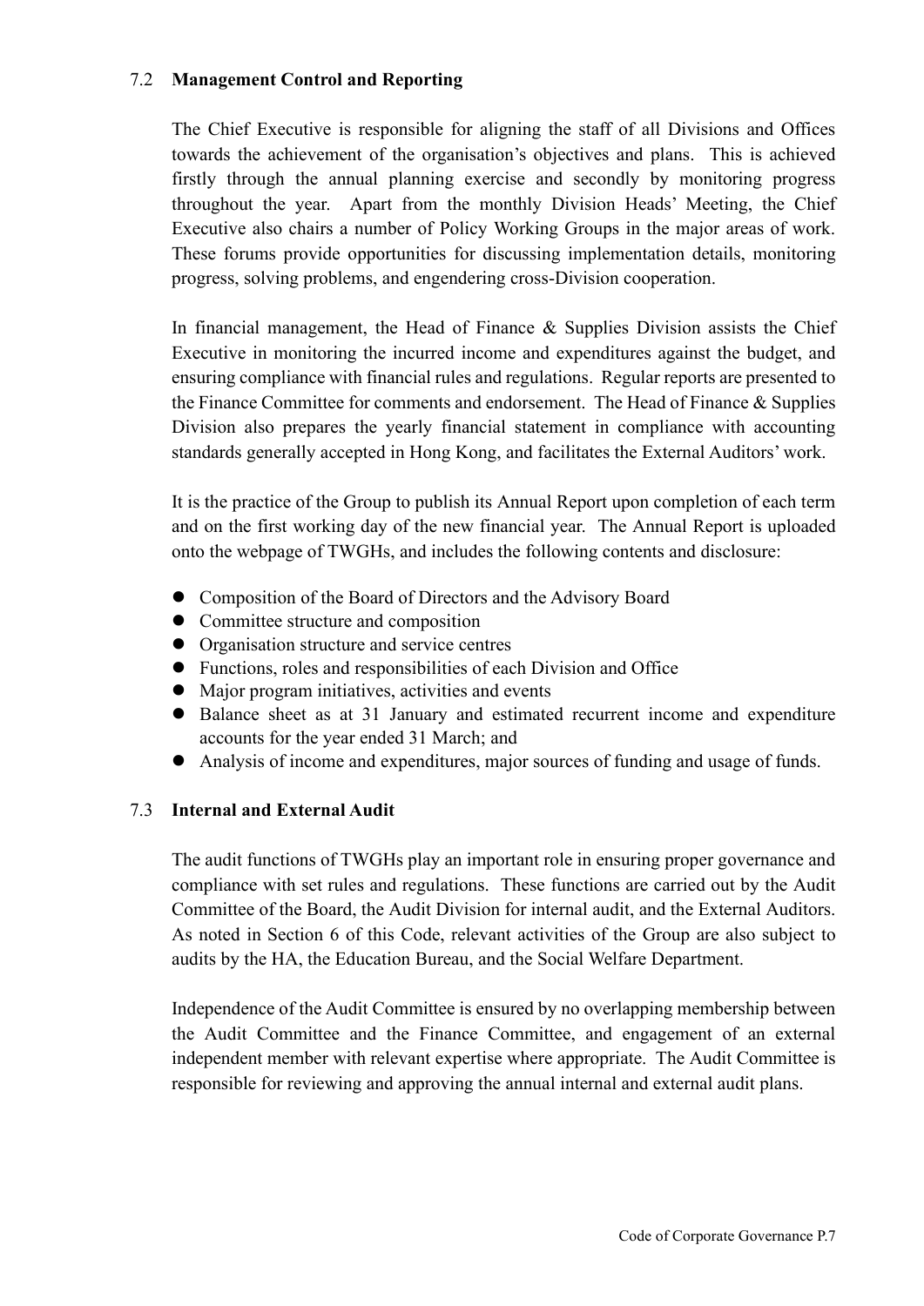### 7.2 Management Control and Reporting

The Chief Executive is responsible for aligning the staff of all Divisions and Offices towards the achievement of the organisation's objectives and plans. This is achieved firstly through the annual planning exercise and secondly by monitoring progress throughout the year. Apart from the monthly Division Heads' Meeting, the Chief Executive also chairs a number of Policy Working Groups in the major areas of work. These forums provide opportunities for discussing implementation details, monitoring progress, solving problems, and engendering cross-Division cooperation.

In financial management, the Head of Finance & Supplies Division assists the Chief Executive in monitoring the incurred income and expenditures against the budget, and ensuring compliance with financial rules and regulations. Regular reports are presented to the Finance Committee for comments and endorsement. The Head of Finance & Supplies Division also prepares the yearly financial statement in compliance with accounting standards generally accepted in Hong Kong, and facilitates the External Auditors' work.

It is the practice of the Group to publish its Annual Report upon completion of each term and on the first working day of the new financial year. The Annual Report is uploaded onto the webpage of TWGHs, and includes the following contents and disclosure:

- Composition of the Board of Directors and the Advisory Board
- Committee structure and composition
- Organisation structure and service centres
- Functions, roles and responsibilities of each Division and Office
- Major program initiatives, activities and events
- Balance sheet as at 31 January and estimated recurrent income and expenditure accounts for the year ended 31 March; and
- Analysis of income and expenditures, major sources of funding and usage of funds.

### 7.3 Internal and External Audit

The audit functions of TWGHs play an important role in ensuring proper governance and compliance with set rules and regulations. These functions are carried out by the Audit Committee of the Board, the Audit Division for internal audit, and the External Auditors. As noted in Section 6 of this Code, relevant activities of the Group are also subject to audits by the HA, the Education Bureau, and the Social Welfare Department.

Independence of the Audit Committee is ensured by no overlapping membership between the Audit Committee and the Finance Committee, and engagement of an external independent member with relevant expertise where appropriate. The Audit Committee is responsible for reviewing and approving the annual internal and external audit plans.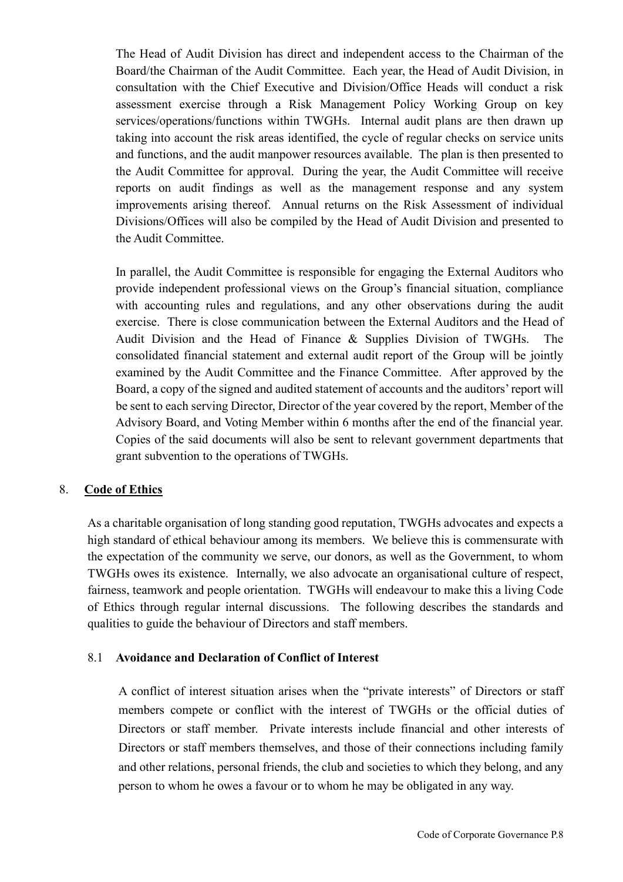The Head of Audit Division has direct and independent access to the Chairman of the Board/the Chairman of the Audit Committee. Each year, the Head of Audit Division, in consultation with the Chief Executive and Division/Office Heads will conduct a risk assessment exercise through a Risk Management Policy Working Group on key services/operations/functions within TWGHs. Internal audit plans are then drawn up taking into account the risk areas identified, the cycle of regular checks on service units and functions, and the audit manpower resources available. The plan is then presented to the Audit Committee for approval. During the year, the Audit Committee will receive reports on audit findings as well as the management response and any system improvements arising thereof. Annual returns on the Risk Assessment of individual Divisions/Offices will also be compiled by the Head of Audit Division and presented to the Audit Committee.

In parallel, the Audit Committee is responsible for engaging the External Auditors who provide independent professional views on the Group's financial situation, compliance with accounting rules and regulations, and any other observations during the audit exercise. There is close communication between the External Auditors and the Head of Audit Division and the Head of Finance & Supplies Division of TWGHs. The consolidated financial statement and external audit report of the Group will be jointly examined by the Audit Committee and the Finance Committee. After approved by the Board, a copy of the signed and audited statement of accounts and the auditors' report will be sent to each serving Director, Director of the year covered by the report, Member of the Advisory Board, and Voting Member within 6 months after the end of the financial year. Copies of the said documents will also be sent to relevant government departments that grant subvention to the operations of TWGHs.

## 8. Code of Ethics

As a charitable organisation of long standing good reputation, TWGHs advocates and expects a high standard of ethical behaviour among its members. We believe this is commensurate with the expectation of the community we serve, our donors, as well as the Government, to whom TWGHs owes its existence. Internally, we also advocate an organisational culture of respect, fairness, teamwork and people orientation. TWGHs will endeavour to make this a living Code of Ethics through regular internal discussions. The following describes the standards and qualities to guide the behaviour of Directors and staff members.

### 8.1 Avoidance and Declaration of Conflict of Interest

A conflict of interest situation arises when the "private interests" of Directors or staff members compete or conflict with the interest of TWGHs or the official duties of Directors or staff member. Private interests include financial and other interests of Directors or staff members themselves, and those of their connections including family and other relations, personal friends, the club and societies to which they belong, and any person to whom he owes a favour or to whom he may be obligated in any way.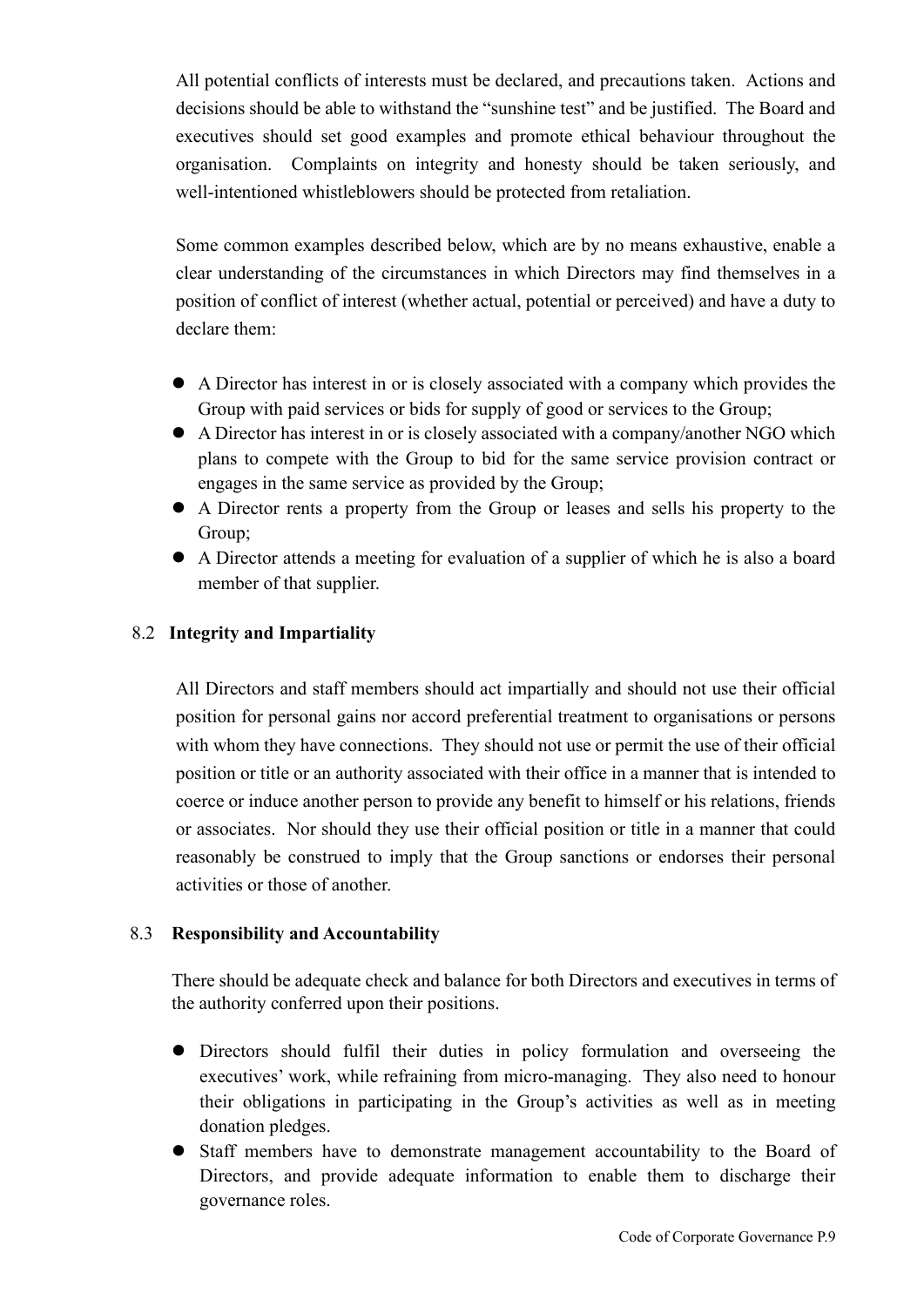All potential conflicts of interests must be declared, and precautions taken. Actions and decisions should be able to withstand the "sunshine test" and be justified. The Board and executives should set good examples and promote ethical behaviour throughout the organisation. Complaints on integrity and honesty should be taken seriously, and well-intentioned whistleblowers should be protected from retaliation.

Some common examples described below, which are by no means exhaustive, enable a clear understanding of the circumstances in which Directors may find themselves in a position of conflict of interest (whether actual, potential or perceived) and have a duty to declare them:

- A Director has interest in or is closely associated with a company which provides the Group with paid services or bids for supply of good or services to the Group;
- A Director has interest in or is closely associated with a company/another NGO which plans to compete with the Group to bid for the same service provision contract or engages in the same service as provided by the Group;
- A Director rents a property from the Group or leases and sells his property to the Group;
- A Director attends a meeting for evaluation of a supplier of which he is also a board member of that supplier.

### 8.2 Integrity and Impartiality

All Directors and staff members should act impartially and should not use their official position for personal gains nor accord preferential treatment to organisations or persons with whom they have connections. They should not use or permit the use of their official position or title or an authority associated with their office in a manner that is intended to coerce or induce another person to provide any benefit to himself or his relations, friends or associates. Nor should they use their official position or title in a manner that could reasonably be construed to imply that the Group sanctions or endorses their personal activities or those of another.

### 8.3 Responsibility and Accountability

There should be adequate check and balance for both Directors and executives in terms of the authority conferred upon their positions.

- Directors should fulfil their duties in policy formulation and overseeing the executives' work, while refraining from micro-managing. They also need to honour their obligations in participating in the Group's activities as well as in meeting donation pledges.
- Staff members have to demonstrate management accountability to the Board of Directors, and provide adequate information to enable them to discharge their governance roles.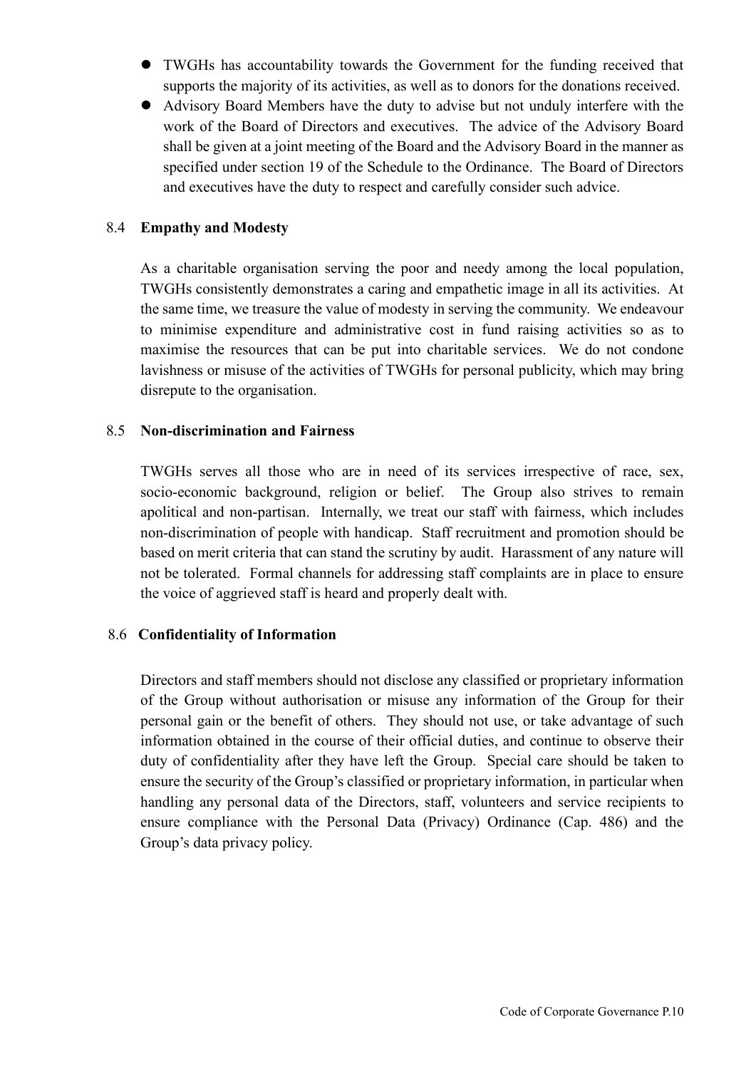- TWGHs has accountability towards the Government for the funding received that supports the majority of its activities, as well as to donors for the donations received.
- Advisory Board Members have the duty to advise but not unduly interfere with the work of the Board of Directors and executives. The advice of the Advisory Board shall be given at a joint meeting of the Board and the Advisory Board in the manner as specified under section 19 of the Schedule to the Ordinance. The Board of Directors and executives have the duty to respect and carefully consider such advice.

### 8.4 Empathy and Modesty

As a charitable organisation serving the poor and needy among the local population, TWGHs consistently demonstrates a caring and empathetic image in all its activities. At the same time, we treasure the value of modesty in serving the community. We endeavour to minimise expenditure and administrative cost in fund raising activities so as to maximise the resources that can be put into charitable services. We do not condone lavishness or misuse of the activities of TWGHs for personal publicity, which may bring disrepute to the organisation.

### 8.5 Non-discrimination and Fairness

TWGHs serves all those who are in need of its services irrespective of race, sex, socio-economic background, religion or belief. The Group also strives to remain apolitical and non-partisan. Internally, we treat our staff with fairness, which includes non-discrimination of people with handicap. Staff recruitment and promotion should be based on merit criteria that can stand the scrutiny by audit. Harassment of any nature will not be tolerated. Formal channels for addressing staff complaints are in place to ensure the voice of aggrieved staff is heard and properly dealt with.

### 8.6 Confidentiality of Information

Directors and staff members should not disclose any classified or proprietary information of the Group without authorisation or misuse any information of the Group for their personal gain or the benefit of others. They should not use, or take advantage of such information obtained in the course of their official duties, and continue to observe their duty of confidentiality after they have left the Group. Special care should be taken to ensure the security of the Group's classified or proprietary information, in particular when handling any personal data of the Directors, staff, volunteers and service recipients to ensure compliance with the Personal Data (Privacy) Ordinance (Cap. 486) and the Group's data privacy policy.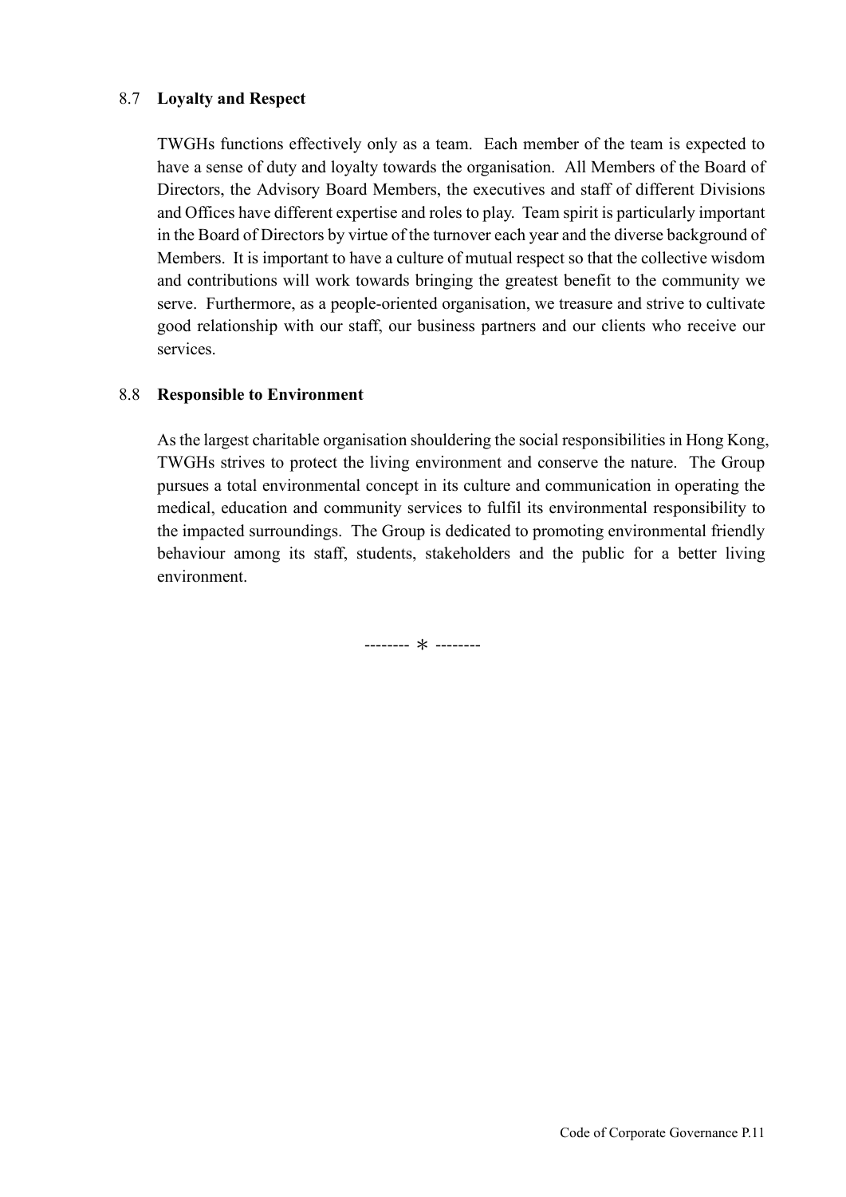### 8.7 **Loyalty and Respect**

TWGHs functions effectively only as a team. Each member of the team is expected to have a sense of duty and loyalty towards the organisation. All Members of the Board of Directors, the Advisory Board Members, the executives and staff of different Divisions and Offices have different expertise and roles to play. Team spirit is particularly important in the Board of Directors by virtue of the turnover each year and the diverse background of Members. It is important to have a culture of mutual respect so that the collective wisdom and contributions will work towards bringing the greatest benefit to the community we serve. Furthermore, as a people-oriented organisation, we treasure and strive to cultivate good relationship with our staff, our business partners and our clients who receive our services.

### 8.8 **Responsible to Environment**

As the largest charitable organisation shouldering the social responsibilities in Hong Kong, TWGHs strives to protect the living environment and conserve the nature. The Group pursues a total environmental concept in its culture and communication in operating the medical, education and community services to fulfil its environmental responsibility to the impacted surroundings. The Group is dedicated to promoting environmental friendly behaviour among its staff, students, stakeholders and the public for a better living environment.

-------- * --------